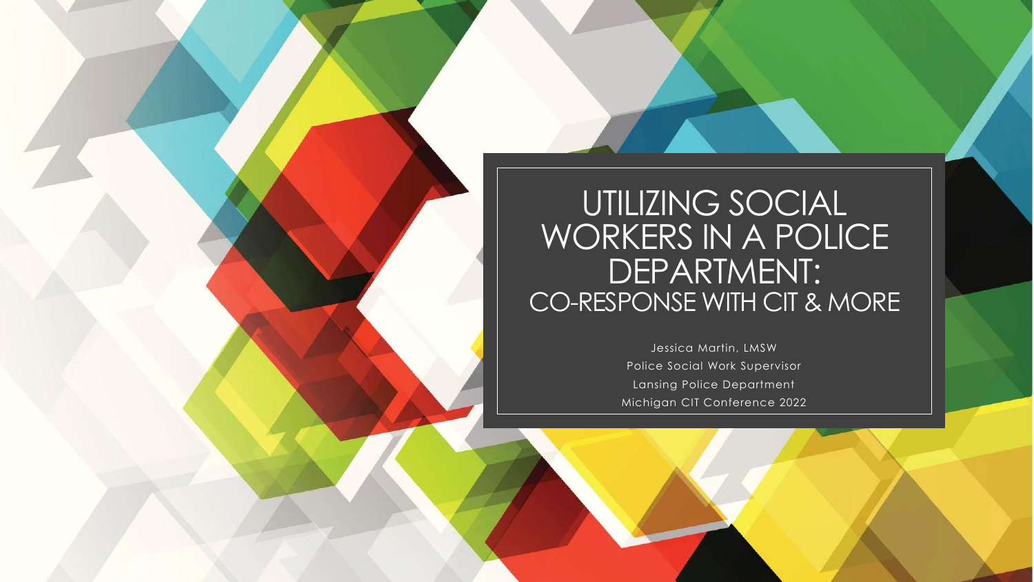# UTILIZING SOCIAL WORKERS IN A POLICE DEPARTMENT:

## CO-RESPONSE WITH CIT & MORE

Jessica Martin, LMSW

Police Social Work Supervisor

Lansing Police Department

Michigan CIT Conference 2022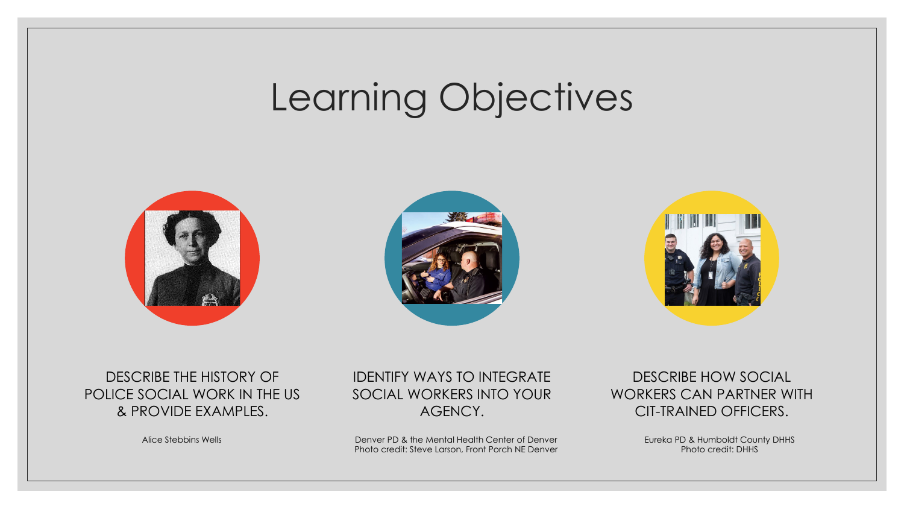# Learning Objectives

DESCRIBE THE HISTORY OF POLICE SOCIAL WORK IN THE US & PROVIDE EXAMPLES.

Alice Stebbins Wells

IDENTIFY WAYS TO INTEGRATE SOCIAL WORKERS INTO YOUR AGENCY.

Denver PD & the Mental Health Center of Denver
Photo credit: Steve Larson, Front Porch NE Denver

DESCRIBE HOW SOCIAL WORKERS CAN PARTNER WITH CIT-TRAINED OFFICERS.

Eureka PD & Humboldt County DHHS
Photo credit: DHHS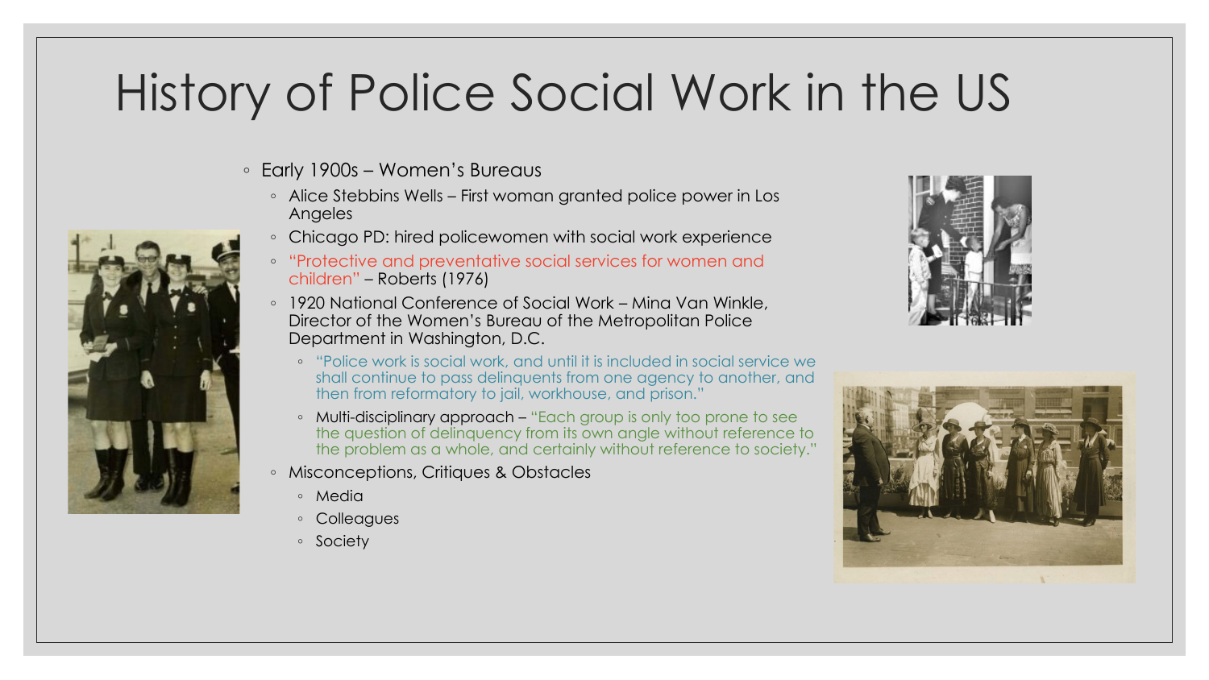# History of Police Social Work in the US

- Early 1900s – Women's Bureaus
  - Alice Stebbins Wells – First woman granted police power in Los Angeles
  - Chicago PD: hired policewomen with social work experience
  - "Protective and preventative social services for women and children" – Roberts (1976)
  - 1920 National Conference of Social Work – Mina Van Winkle, Director of the Women's Bureau of the Metropolitan Police Department in Washington, D.C.
    - "Police work is social work, and until it is included in social service we shall continue to pass delinquents from one agency to another, and then from reformatory to jail, workhouse, and prison."
    - Multi-disciplinary approach – "Each group is only too prone to see the question of delinquency from its own angle without reference to the problem as a whole, and certainly without reference to society."
  - Misconceptions, Critiques & Obstacles
    - Media
    - Colleagues
    - Society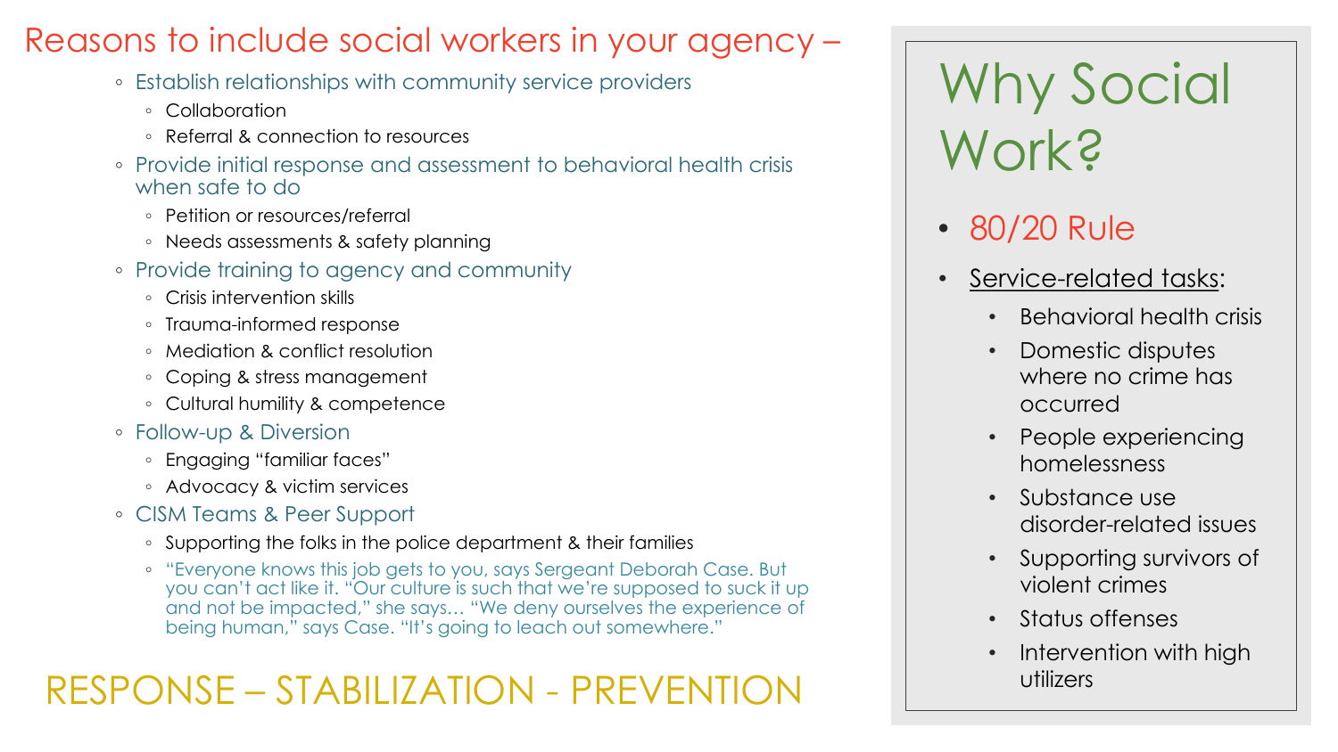## Reasons to include social workers in your agency –

- Establish relationships with community service providers
  - Collaboration
  - Referral & connection to resources
- Provide initial response and assessment to behavioral health crisis when safe to do
  - Petition or resources/referral
  - Needs assessments & safety planning
- Provide training to agency and community
  - Crisis intervention skills
  - Trauma-informed response
  - Mediation & conflict resolution
  - Coping & stress management
  - Cultural humility & competence
- Follow-up & Diversion
  - Engaging "familiar faces"
  - Advocacy & victim services
- CISM Teams & Peer Support
  - Supporting the folks in the police department & their families
  - "Everyone knows this job gets to you, says Sergeant Deborah Case. But you can't act like it. "Our culture is such that we're supposed to suck it up and not be impacted," she says… "We deny ourselves the experience of being human," says Case. "It's going to leach out somewhere."

## RESPONSE – STABILIZATION - PREVENTION

# Why Social Work?

- 80/20 Rule
- Service-related tasks:
  - Behavioral health crisis
  - Domestic disputes where no crime has occurred
  - People experiencing homelessness
  - Substance use disorder-related issues
  - Supporting survivors of violent crimes
  - Status offenses
  - Intervention with high utilizers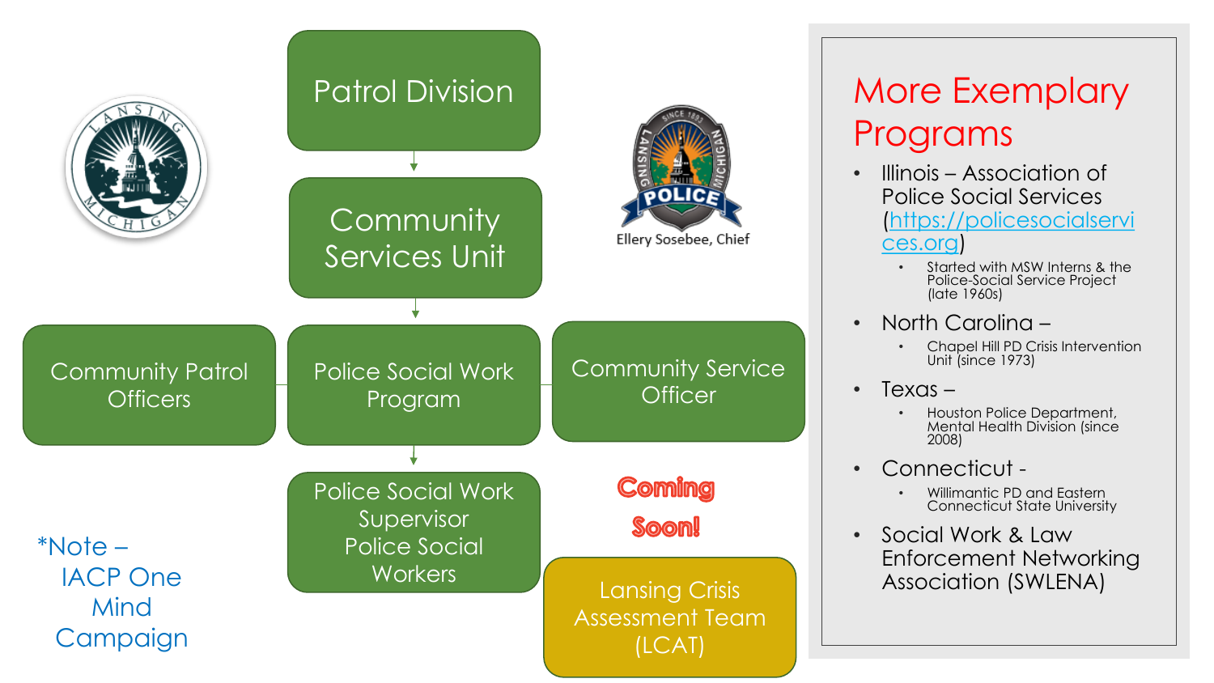Patrol Division

Community Services Unit

Community Patrol Officers

Police Social Work Program

Community Service Officer

Police Social Work Supervisor
Police Social Workers

Coming Soon!

Lansing Crisis Assessment Team (LCAT)

Ellery Sosebee, Chief

*Note – IACP One Mind Campaign

## More Exemplary Programs

- Illinois – Association of Police Social Services (https://policesocialservices.org)
  - Started with MSW Interns & the Police-Social Service Project (late 1960s)
- North Carolina –
  - Chapel Hill PD Crisis Intervention Unit (since 1973)
- Texas –
  - Houston Police Department, Mental Health Division (since 2008)
- Connecticut -
  - Willimantic PD and Eastern Connecticut State University
- Social Work & Law Enforcement Networking Association (SWLENA)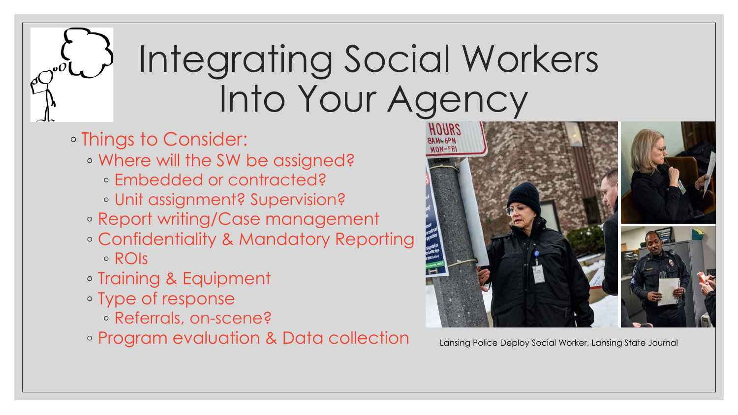# Integrating Social Workers Into Your Agency

- Things to Consider:
  - Where will the SW be assigned?
    - Embedded or contracted?
    - Unit assignment? Supervision?
  - Report writing/Case management
  - Confidentiality & Mandatory Reporting
    - ROIs
  - Training & Equipment
  - Type of response
    - Referrals, on-scene?
  - Program evaluation & Data collection

Lansing Police Deploy Social Worker, Lansing State Journal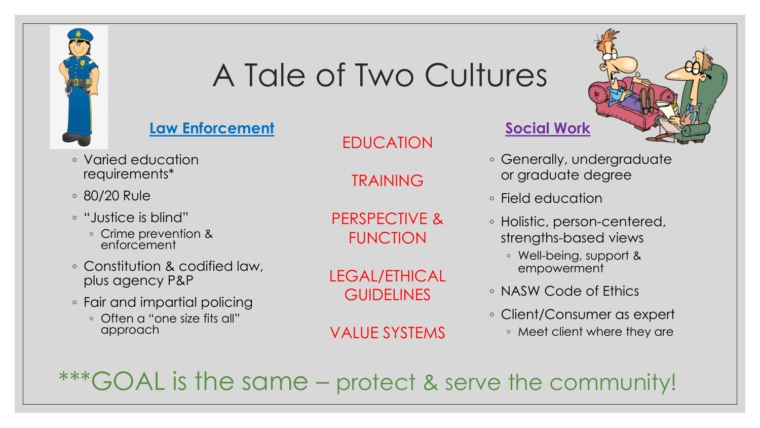# A Tale of Two Cultures

| Law Enforcement | | Social Work |
|---|---|---|
| Varied education requirements* | EDUCATION | Generally, undergraduate or graduate degree |
| 80/20 Rule | TRAINING | Field education |
| "Justice is blind" – Crime prevention & enforcement | PERSPECTIVE & FUNCTION | Holistic, person-centered, strengths-based views – Well-being, support & empowerment |
| Constitution & codified law, plus agency P&P | LEGAL/ETHICAL GUIDELINES | NASW Code of Ethics |
| Fair and impartial policing – Often a "one size fits all" approach | VALUE SYSTEMS | Client/Consumer as expert – Meet client where they are |

***GOAL is the same – protect & serve the community!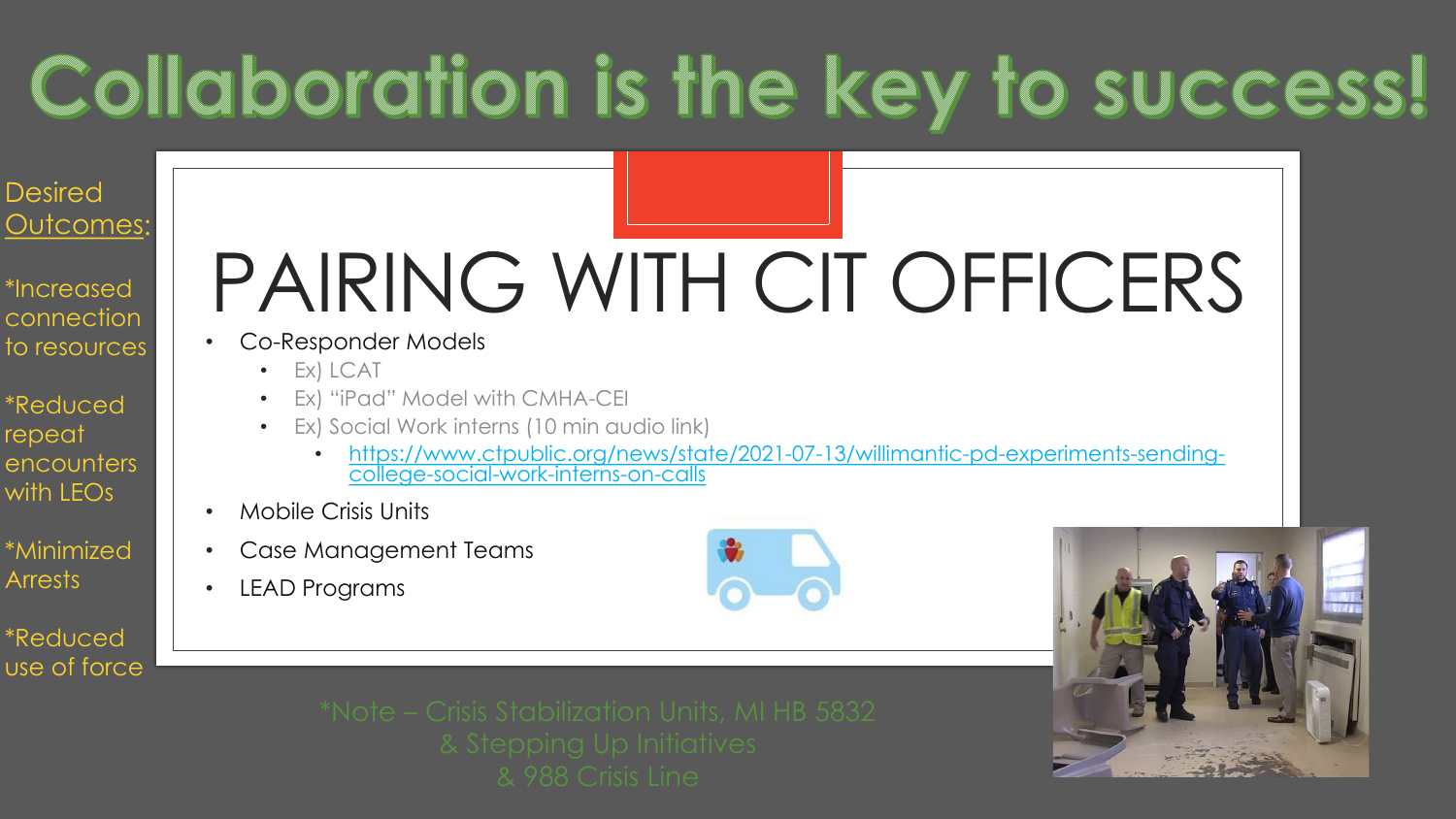# Collaboration is the key to success!

Desired Outcomes:

*Increased connection to resources

*Reduced repeat encounters with LEOs

*Minimized Arrests

*Reduced use of force

## PAIRING WITH CIT OFFICERS

- Co-Responder Models
  - Ex) LCAT
  - Ex) "iPad" Model with CMHA-CEI
  - Ex) Social Work interns (10 min audio link)
    - https://www.ctpublic.org/news/state/2021-07-13/willimantic-pd-experiments-sending-college-social-work-interns-on-calls
- Mobile Crisis Units
- Case Management Teams
- LEAD Programs

*Note – Crisis Stabilization Units, MI HB 5832 & Stepping Up Initiatives & 988 Crisis Line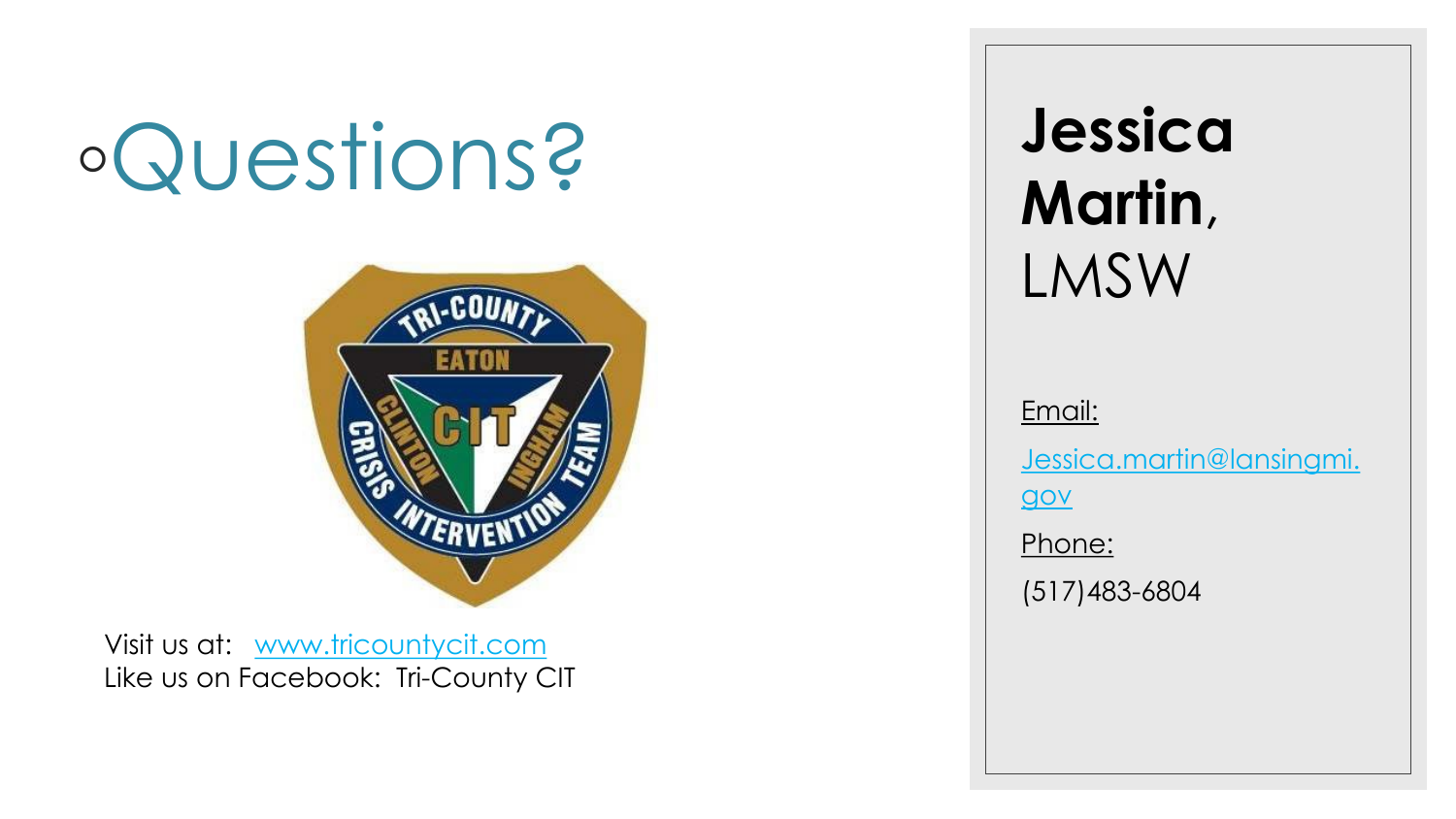# Questions?

Visit us at: www.tricountycit.com
Like us on Facebook: Tri-County CIT

## **Jessica Martin**, LMSW

Email:

Jessica.martin@lansingmi.gov

Phone:

(517)483-6804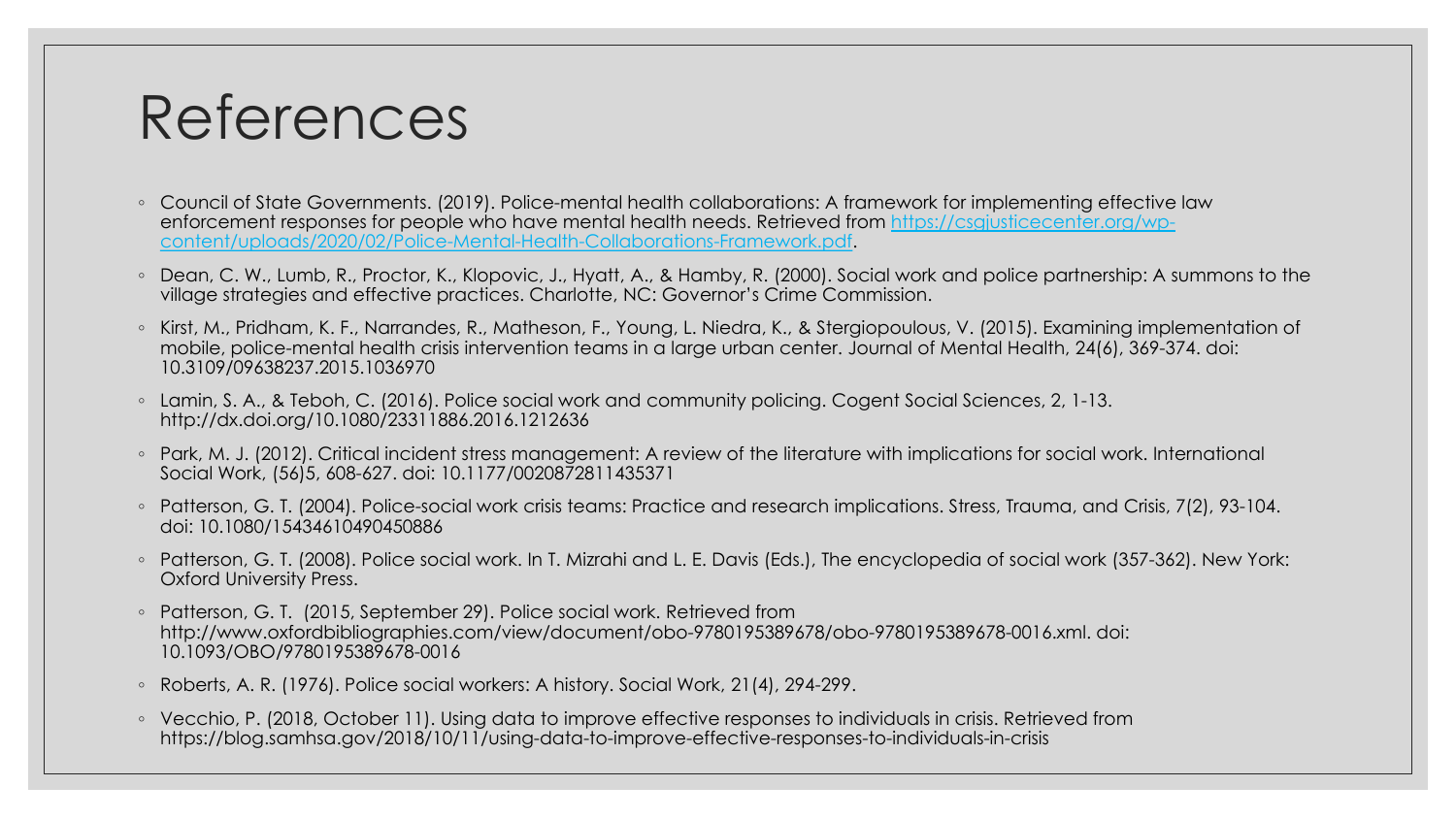# References

- Council of State Governments. (2019). Police-mental health collaborations: A framework for implementing effective law enforcement responses for people who have mental health needs. Retrieved from https://csgjusticecenter.org/wp-content/uploads/2020/02/Police-Mental-Health-Collaborations-Framework.pdf.
- Dean, C. W., Lumb, R., Proctor, K., Klopovic, J., Hyatt, A., & Hamby, R. (2000). Social work and police partnership: A summons to the village strategies and effective practices. Charlotte, NC: Governor's Crime Commission.
- Kirst, M., Pridham, K. F., Narrandes, R., Matheson, F., Young, L. Niedra, K., & Stergiopoulous, V. (2015). Examining implementation of mobile, police-mental health crisis intervention teams in a large urban center. Journal of Mental Health, 24(6), 369-374. doi: 10.3109/09638237.2015.1036970
- Lamin, S. A., & Teboh, C. (2016). Police social work and community policing. Cogent Social Sciences, 2, 1-13. http://dx.doi.org/10.1080/23311886.2016.1212636
- Park, M. J. (2012). Critical incident stress management: A review of the literature with implications for social work. International Social Work, (56)5, 608-627. doi: 10.1177/0020872811435371
- Patterson, G. T. (2004). Police-social work crisis teams: Practice and research implications. Stress, Trauma, and Crisis, 7(2), 93-104. doi: 10.1080/15434610490450886
- Patterson, G. T. (2008). Police social work. In T. Mizrahi and L. E. Davis (Eds.), The encyclopedia of social work (357-362). New York: Oxford University Press.
- Patterson, G. T. (2015, September 29). Police social work. Retrieved from http://www.oxfordbibliographies.com/view/document/obo-9780195389678/obo-9780195389678-0016.xml. doi: 10.1093/OBO/9780195389678-0016
- Roberts, A. R. (1976). Police social workers: A history. Social Work, 21(4), 294-299.
- Vecchio, P. (2018, October 11). Using data to improve effective responses to individuals in crisis. Retrieved from https://blog.samhsa.gov/2018/10/11/using-data-to-improve-effective-responses-to-individuals-in-crisis